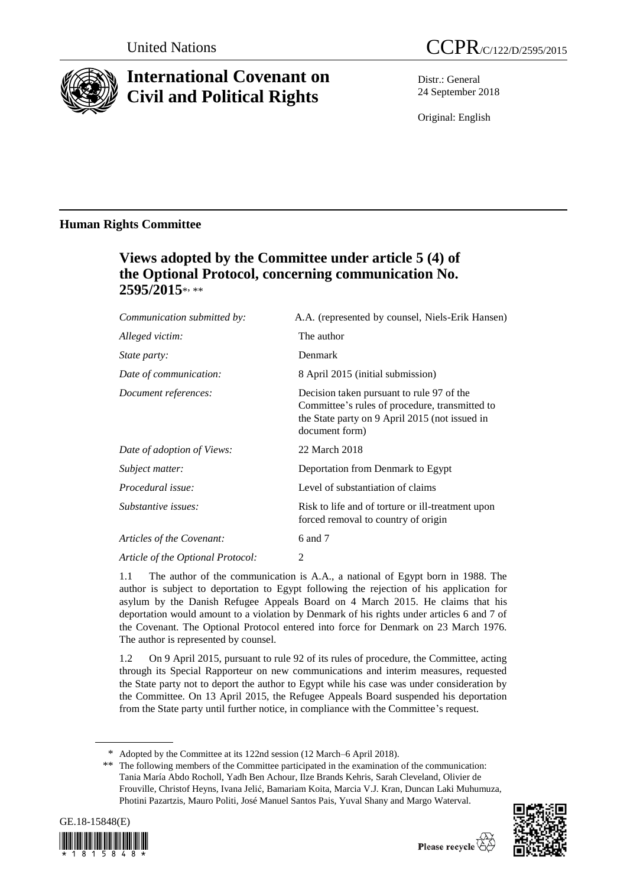United Nations

CCPR/C/122/D/2595/2015

# International Covenant on Civil and Political Rights

Distr.: General
24 September 2018

Original: English

## Human Rights Committee

### Views adopted by the Committee under article 5 (4) of the Optional Protocol, concerning communication No. 2595/2015[*, **]

| | |
|---|---|
| *Communication submitted by:* | A.A. (represented by counsel, Niels-Erik Hansen) |
| *Alleged victim:* | The author |
| *State party:* | Denmark |
| *Date of communication:* | 8 April 2015 (initial submission) |
| *Document references:* | Decision taken pursuant to rule 97 of the Committee's rules of procedure, transmitted to the State party on 9 April 2015 (not issued in document form) |
| *Date of adoption of Views:* | 22 March 2018 |
| *Subject matter:* | Deportation from Denmark to Egypt |
| *Procedural issue:* | Level of substantiation of claims |
| *Substantive issues:* | Risk to life and of torture or ill-treatment upon forced removal to country of origin |
| *Articles of the Covenant:* | 6 and 7 |
| *Article of the Optional Protocol:* | 2 |

1.1 The author of the communication is A.A., a national of Egypt born in 1988. The author is subject to deportation to Egypt following the rejection of his application for asylum by the Danish Refugee Appeals Board on 4 March 2015. He claims that his deportation would amount to a violation by Denmark of his rights under articles 6 and 7 of the Covenant. The Optional Protocol entered into force for Denmark on 23 March 1976. The author is represented by counsel.

1.2 On 9 April 2015, pursuant to rule 92 of its rules of procedure, the Committee, acting through its Special Rapporteur on new communications and interim measures, requested the State party not to deport the author to Egypt while his case was under consideration by the Committee. On 13 April 2015, the Refugee Appeals Board suspended his deportation from the State party until further notice, in compliance with the Committee's request.

---

\* Adopted by the Committee at its 122nd session (12 March–6 April 2018).

\*\* The following members of the Committee participated in the examination of the communication: Tania María Abdo Rocholl, Yadh Ben Achour, Ilze Brands Kehris, Sarah Cleveland, Olivier de Frouville, Christof Heyns, Ivana Jelić, Bamariam Koita, Marcia V.J. Kran, Duncan Laki Muhumuza, Photini Pazartzis, Mauro Politi, José Manuel Santos Pais, Yuval Shany and Margo Waterval.

GE.18-15848(E)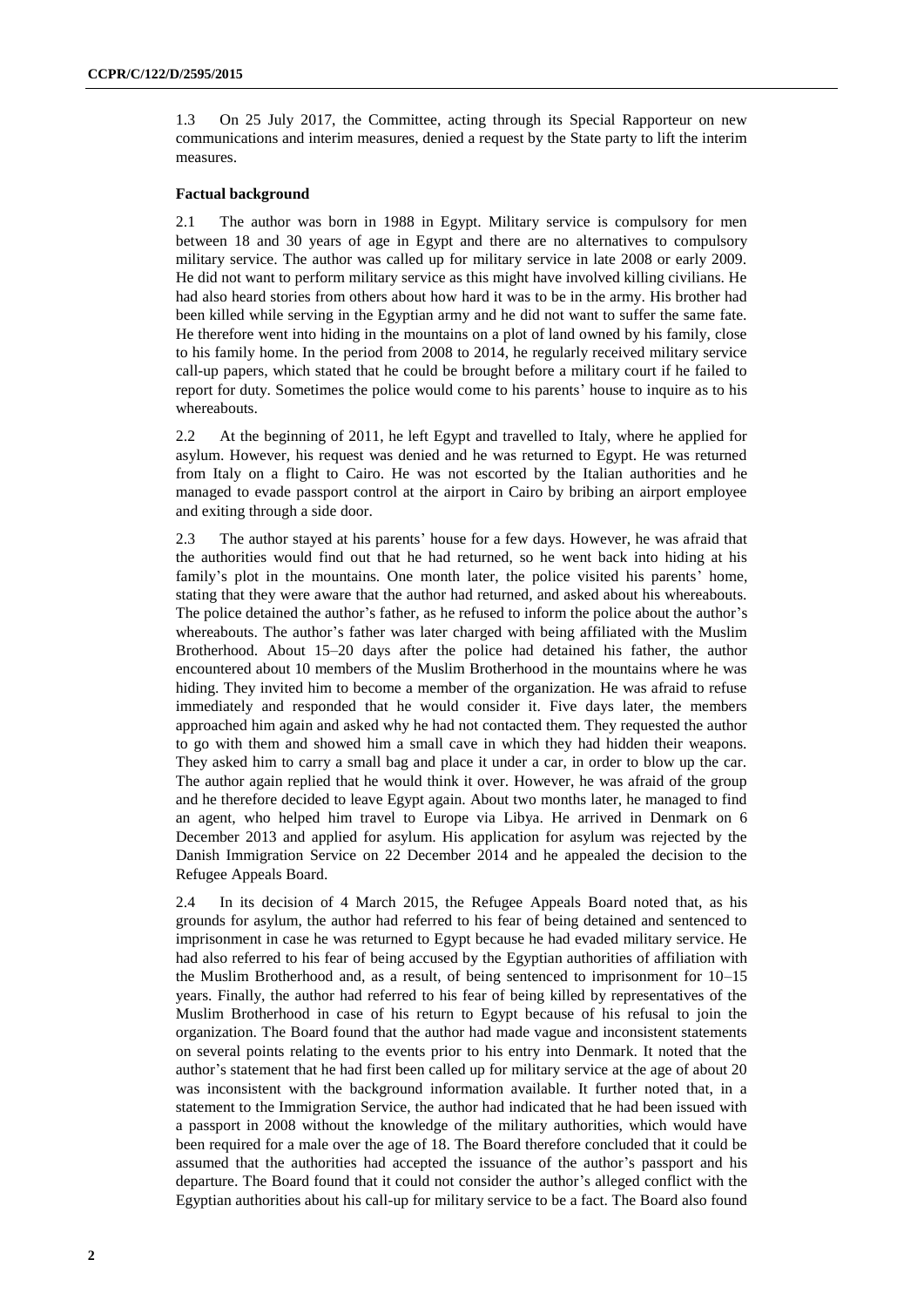1.3 On 25 July 2017, the Committee, acting through its Special Rapporteur on new communications and interim measures, denied a request by the State party to lift the interim measures.

### Factual background

2.1 The author was born in 1988 in Egypt. Military service is compulsory for men between 18 and 30 years of age in Egypt and there are no alternatives to compulsory military service. The author was called up for military service in late 2008 or early 2009. He did not want to perform military service as this might have involved killing civilians. He had also heard stories from others about how hard it was to be in the army. His brother had been killed while serving in the Egyptian army and he did not want to suffer the same fate. He therefore went into hiding in the mountains on a plot of land owned by his family, close to his family home. In the period from 2008 to 2014, he regularly received military service call-up papers, which stated that he could be brought before a military court if he failed to report for duty. Sometimes the police would come to his parents' house to inquire as to his whereabouts.

2.2 At the beginning of 2011, he left Egypt and travelled to Italy, where he applied for asylum. However, his request was denied and he was returned to Egypt. He was returned from Italy on a flight to Cairo. He was not escorted by the Italian authorities and he managed to evade passport control at the airport in Cairo by bribing an airport employee and exiting through a side door.

2.3 The author stayed at his parents' house for a few days. However, he was afraid that the authorities would find out that he had returned, so he went back into hiding at his family's plot in the mountains. One month later, the police visited his parents' home, stating that they were aware that the author had returned, and asked about his whereabouts. The police detained the author's father, as he refused to inform the police about the author's whereabouts. The author's father was later charged with being affiliated with the Muslim Brotherhood. About 15–20 days after the police had detained his father, the author encountered about 10 members of the Muslim Brotherhood in the mountains where he was hiding. They invited him to become a member of the organization. He was afraid to refuse immediately and responded that he would consider it. Five days later, the members approached him again and asked why he had not contacted them. They requested the author to go with them and showed him a small cave in which they had hidden their weapons. They asked him to carry a small bag and place it under a car, in order to blow up the car. The author again replied that he would think it over. However, he was afraid of the group and he therefore decided to leave Egypt again. About two months later, he managed to find an agent, who helped him travel to Europe via Libya. He arrived in Denmark on 6 December 2013 and applied for asylum. His application for asylum was rejected by the Danish Immigration Service on 22 December 2014 and he appealed the decision to the Refugee Appeals Board.

2.4 In its decision of 4 March 2015, the Refugee Appeals Board noted that, as his grounds for asylum, the author had referred to his fear of being detained and sentenced to imprisonment in case he was returned to Egypt because he had evaded military service. He had also referred to his fear of being accused by the Egyptian authorities of affiliation with the Muslim Brotherhood and, as a result, of being sentenced to imprisonment for 10–15 years. Finally, the author had referred to his fear of being killed by representatives of the Muslim Brotherhood in case of his return to Egypt because of his refusal to join the organization. The Board found that the author had made vague and inconsistent statements on several points relating to the events prior to his entry into Denmark. It noted that the author's statement that he had first been called up for military service at the age of about 20 was inconsistent with the background information available. It further noted that, in a statement to the Immigration Service, the author had indicated that he had been issued with a passport in 2008 without the knowledge of the military authorities, which would have been required for a male over the age of 18. The Board therefore concluded that it could be assumed that the authorities had accepted the issuance of the author's passport and his departure. The Board found that it could not consider the author's alleged conflict with the Egyptian authorities about his call-up for military service to be a fact. The Board also found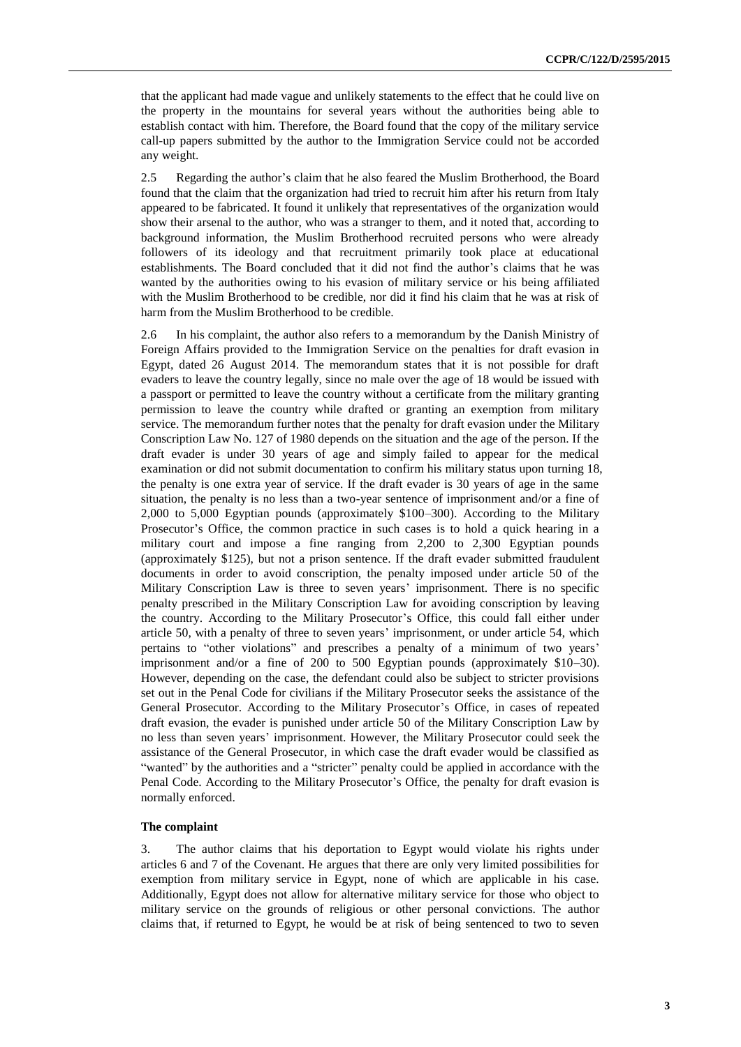that the applicant had made vague and unlikely statements to the effect that he could live on the property in the mountains for several years without the authorities being able to establish contact with him. Therefore, the Board found that the copy of the military service call-up papers submitted by the author to the Immigration Service could not be accorded any weight.

2.5 Regarding the author's claim that he also feared the Muslim Brotherhood, the Board found that the claim that the organization had tried to recruit him after his return from Italy appeared to be fabricated. It found it unlikely that representatives of the organization would show their arsenal to the author, who was a stranger to them, and it noted that, according to background information, the Muslim Brotherhood recruited persons who were already followers of its ideology and that recruitment primarily took place at educational establishments. The Board concluded that it did not find the author's claims that he was wanted by the authorities owing to his evasion of military service or his being affiliated with the Muslim Brotherhood to be credible, nor did it find his claim that he was at risk of harm from the Muslim Brotherhood to be credible.

2.6 In his complaint, the author also refers to a memorandum by the Danish Ministry of Foreign Affairs provided to the Immigration Service on the penalties for draft evasion in Egypt, dated 26 August 2014. The memorandum states that it is not possible for draft evaders to leave the country legally, since no male over the age of 18 would be issued with a passport or permitted to leave the country without a certificate from the military granting permission to leave the country while drafted or granting an exemption from military service. The memorandum further notes that the penalty for draft evasion under the Military Conscription Law No. 127 of 1980 depends on the situation and the age of the person. If the draft evader is under 30 years of age and simply failed to appear for the medical examination or did not submit documentation to confirm his military status upon turning 18, the penalty is one extra year of service. If the draft evader is 30 years of age in the same situation, the penalty is no less than a two-year sentence of imprisonment and/or a fine of 2,000 to 5,000 Egyptian pounds (approximately \$100–300). According to the Military Prosecutor's Office, the common practice in such cases is to hold a quick hearing in a military court and impose a fine ranging from 2,200 to 2,300 Egyptian pounds (approximately \$125), but not a prison sentence. If the draft evader submitted fraudulent documents in order to avoid conscription, the penalty imposed under article 50 of the Military Conscription Law is three to seven years' imprisonment. There is no specific penalty prescribed in the Military Conscription Law for avoiding conscription by leaving the country. According to the Military Prosecutor's Office, this could fall either under article 50, with a penalty of three to seven years' imprisonment, or under article 54, which pertains to "other violations" and prescribes a penalty of a minimum of two years' imprisonment and/or a fine of 200 to 500 Egyptian pounds (approximately \$10–30). However, depending on the case, the defendant could also be subject to stricter provisions set out in the Penal Code for civilians if the Military Prosecutor seeks the assistance of the General Prosecutor. According to the Military Prosecutor's Office, in cases of repeated draft evasion, the evader is punished under article 50 of the Military Conscription Law by no less than seven years' imprisonment. However, the Military Prosecutor could seek the assistance of the General Prosecutor, in which case the draft evader would be classified as "wanted" by the authorities and a "stricter" penalty could be applied in accordance with the Penal Code. According to the Military Prosecutor's Office, the penalty for draft evasion is normally enforced.

### The complaint

3. The author claims that his deportation to Egypt would violate his rights under articles 6 and 7 of the Covenant. He argues that there are only very limited possibilities for exemption from military service in Egypt, none of which are applicable in his case. Additionally, Egypt does not allow for alternative military service for those who object to military service on the grounds of religious or other personal convictions. The author claims that, if returned to Egypt, he would be at risk of being sentenced to two to seven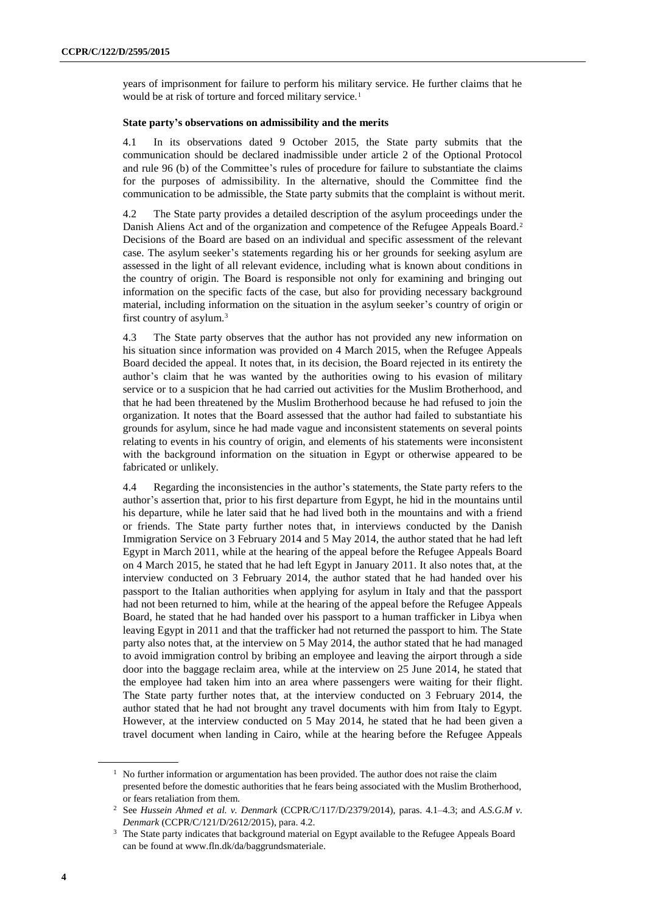years of imprisonment for failure to perform his military service. He further claims that he would be at risk of torture and forced military service.[1]

### State party's observations on admissibility and the merits

4.1 In its observations dated 9 October 2015, the State party submits that the communication should be declared inadmissible under article 2 of the Optional Protocol and rule 96 (b) of the Committee's rules of procedure for failure to substantiate the claims for the purposes of admissibility. In the alternative, should the Committee find the communication to be admissible, the State party submits that the complaint is without merit.

4.2 The State party provides a detailed description of the asylum proceedings under the Danish Aliens Act and of the organization and competence of the Refugee Appeals Board.[2] Decisions of the Board are based on an individual and specific assessment of the relevant case. The asylum seeker's statements regarding his or her grounds for seeking asylum are assessed in the light of all relevant evidence, including what is known about conditions in the country of origin. The Board is responsible not only for examining and bringing out information on the specific facts of the case, but also for providing necessary background material, including information on the situation in the asylum seeker's country of origin or first country of asylum.[3]

4.3 The State party observes that the author has not provided any new information on his situation since information was provided on 4 March 2015, when the Refugee Appeals Board decided the appeal. It notes that, in its decision, the Board rejected in its entirety the author's claim that he was wanted by the authorities owing to his evasion of military service or to a suspicion that he had carried out activities for the Muslim Brotherhood, and that he had been threatened by the Muslim Brotherhood because he had refused to join the organization. It notes that the Board assessed that the author had failed to substantiate his grounds for asylum, since he had made vague and inconsistent statements on several points relating to events in his country of origin, and elements of his statements were inconsistent with the background information on the situation in Egypt or otherwise appeared to be fabricated or unlikely.

4.4 Regarding the inconsistencies in the author's statements, the State party refers to the author's assertion that, prior to his first departure from Egypt, he hid in the mountains until his departure, while he later said that he had lived both in the mountains and with a friend or friends. The State party further notes that, in interviews conducted by the Danish Immigration Service on 3 February 2014 and 5 May 2014, the author stated that he had left Egypt in March 2011, while at the hearing of the appeal before the Refugee Appeals Board on 4 March 2015, he stated that he had left Egypt in January 2011. It also notes that, at the interview conducted on 3 February 2014, the author stated that he had handed over his passport to the Italian authorities when applying for asylum in Italy and that the passport had not been returned to him, while at the hearing of the appeal before the Refugee Appeals Board, he stated that he had handed over his passport to a human trafficker in Libya when leaving Egypt in 2011 and that the trafficker had not returned the passport to him. The State party also notes that, at the interview on 5 May 2014, the author stated that he had managed to avoid immigration control by bribing an employee and leaving the airport through a side door into the baggage reclaim area, while at the interview on 25 June 2014, he stated that the employee had taken him into an area where passengers were waiting for their flight. The State party further notes that, at the interview conducted on 3 February 2014, the author stated that he had not brought any travel documents with him from Italy to Egypt. However, at the interview conducted on 5 May 2014, he stated that he had been given a travel document when landing in Cairo, while at the hearing before the Refugee Appeals

---

[1] No further information or argumentation has been provided. The author does not raise the claim presented before the domestic authorities that he fears being associated with the Muslim Brotherhood, or fears retaliation from them.

[2] See *Hussein Ahmed et al. v. Denmark* (CCPR/C/117/D/2379/2014), paras. 4.1–4.3; and *A.S.G.M v. Denmark* (CCPR/C/121/D/2612/2015), para. 4.2.

[3] The State party indicates that background material on Egypt available to the Refugee Appeals Board can be found at www.fln.dk/da/baggrundsmateriale.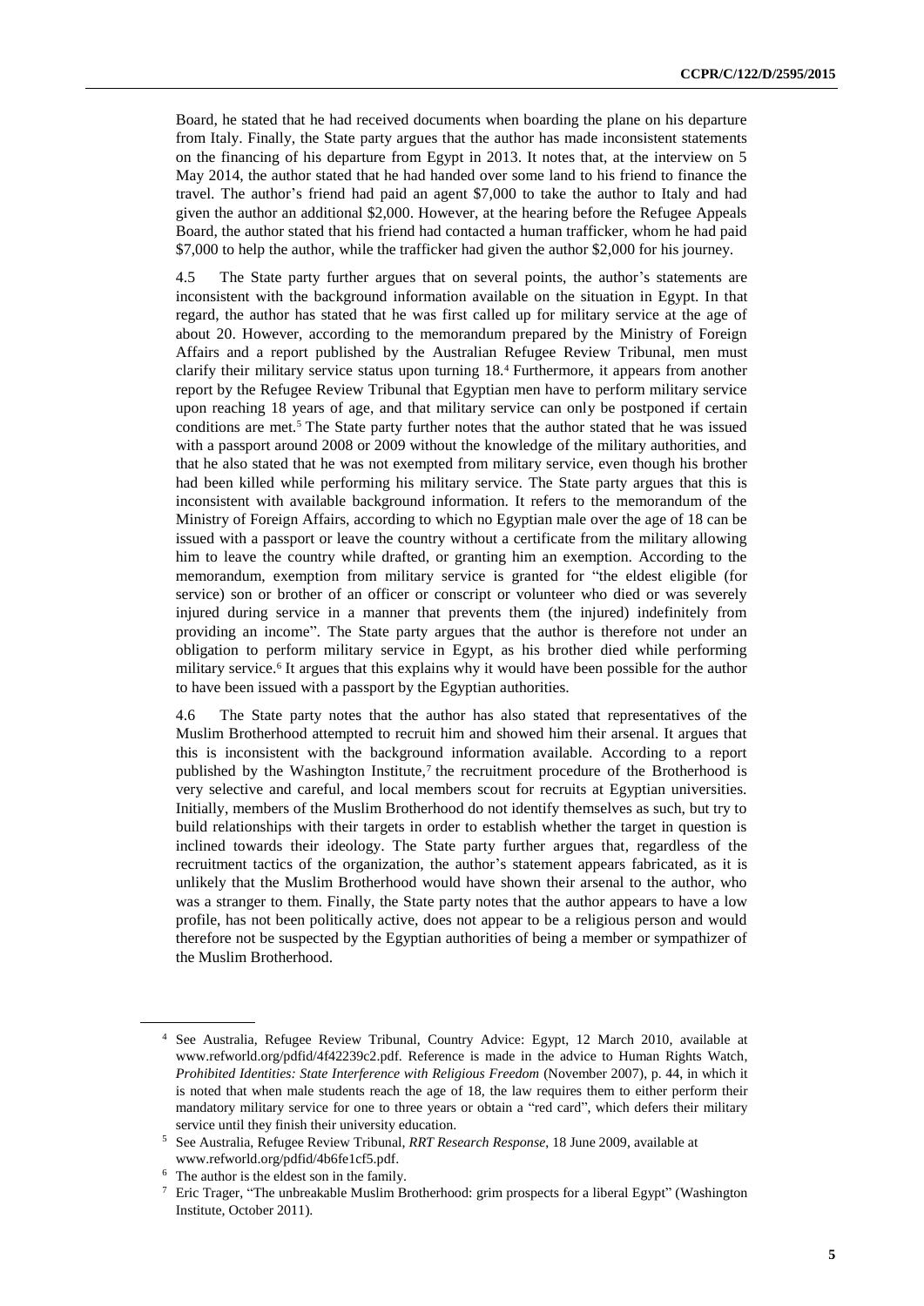Board, he stated that he had received documents when boarding the plane on his departure from Italy. Finally, the State party argues that the author has made inconsistent statements on the financing of his departure from Egypt in 2013. It notes that, at the interview on 5 May 2014, the author stated that he had handed over some land to his friend to finance the travel. The author's friend had paid an agent $7,000 to take the author to Italy and had given the author an additional $2,000. However, at the hearing before the Refugee Appeals Board, the author stated that his friend had contacted a human trafficker, whom he had paid $7,000 to help the author, while the trafficker had given the author $2,000 for his journey.

4.5 The State party further argues that on several points, the author's statements are inconsistent with the background information available on the situation in Egypt. In that regard, the author has stated that he was first called up for military service at the age of about 20. However, according to the memorandum prepared by the Ministry of Foreign Affairs and a report published by the Australian Refugee Review Tribunal, men must clarify their military service status upon turning 18.[4] Furthermore, it appears from another report by the Refugee Review Tribunal that Egyptian men have to perform military service upon reaching 18 years of age, and that military service can only be postponed if certain conditions are met.[5] The State party further notes that the author stated that he was issued with a passport around 2008 or 2009 without the knowledge of the military authorities, and that he also stated that he was not exempted from military service, even though his brother had been killed while performing his military service. The State party argues that this is inconsistent with available background information. It refers to the memorandum of the Ministry of Foreign Affairs, according to which no Egyptian male over the age of 18 can be issued with a passport or leave the country without a certificate from the military allowing him to leave the country while drafted, or granting him an exemption. According to the memorandum, exemption from military service is granted for "the eldest eligible (for service) son or brother of an officer or conscript or volunteer who died or was severely injured during service in a manner that prevents them (the injured) indefinitely from providing an income". The State party argues that the author is therefore not under an obligation to perform military service in Egypt, as his brother died while performing military service.[6] It argues that this explains why it would have been possible for the author to have been issued with a passport by the Egyptian authorities.

4.6 The State party notes that the author has also stated that representatives of the Muslim Brotherhood attempted to recruit him and showed him their arsenal. It argues that this is inconsistent with the background information available. According to a report published by the Washington Institute,[7] the recruitment procedure of the Brotherhood is very selective and careful, and local members scout for recruits at Egyptian universities. Initially, members of the Muslim Brotherhood do not identify themselves as such, but try to build relationships with their targets in order to establish whether the target in question is inclined towards their ideology. The State party further argues that, regardless of the recruitment tactics of the organization, the author's statement appears fabricated, as it is unlikely that the Muslim Brotherhood would have shown their arsenal to the author, who was a stranger to them. Finally, the State party notes that the author appears to have a low profile, has not been politically active, does not appear to be a religious person and would therefore not be suspected by the Egyptian authorities of being a member or sympathizer of the Muslim Brotherhood.

---

[4] See Australia, Refugee Review Tribunal, Country Advice: Egypt, 12 March 2010, available at www.refworld.org/pdfid/4f42239c2.pdf. Reference is made in the advice to Human Rights Watch, *Prohibited Identities: State Interference with Religious Freedom* (November 2007), p. 44, in which it is noted that when male students reach the age of 18, the law requires them to either perform their mandatory military service for one to three years or obtain a "red card", which defers their military service until they finish their university education.

[5] See Australia, Refugee Review Tribunal, *RRT Research Response*, 18 June 2009, available at www.refworld.org/pdfid/4b6fe1cf5.pdf.

[6] The author is the eldest son in the family.

[7] Eric Trager, "The unbreakable Muslim Brotherhood: grim prospects for a liberal Egypt" (Washington Institute, October 2011).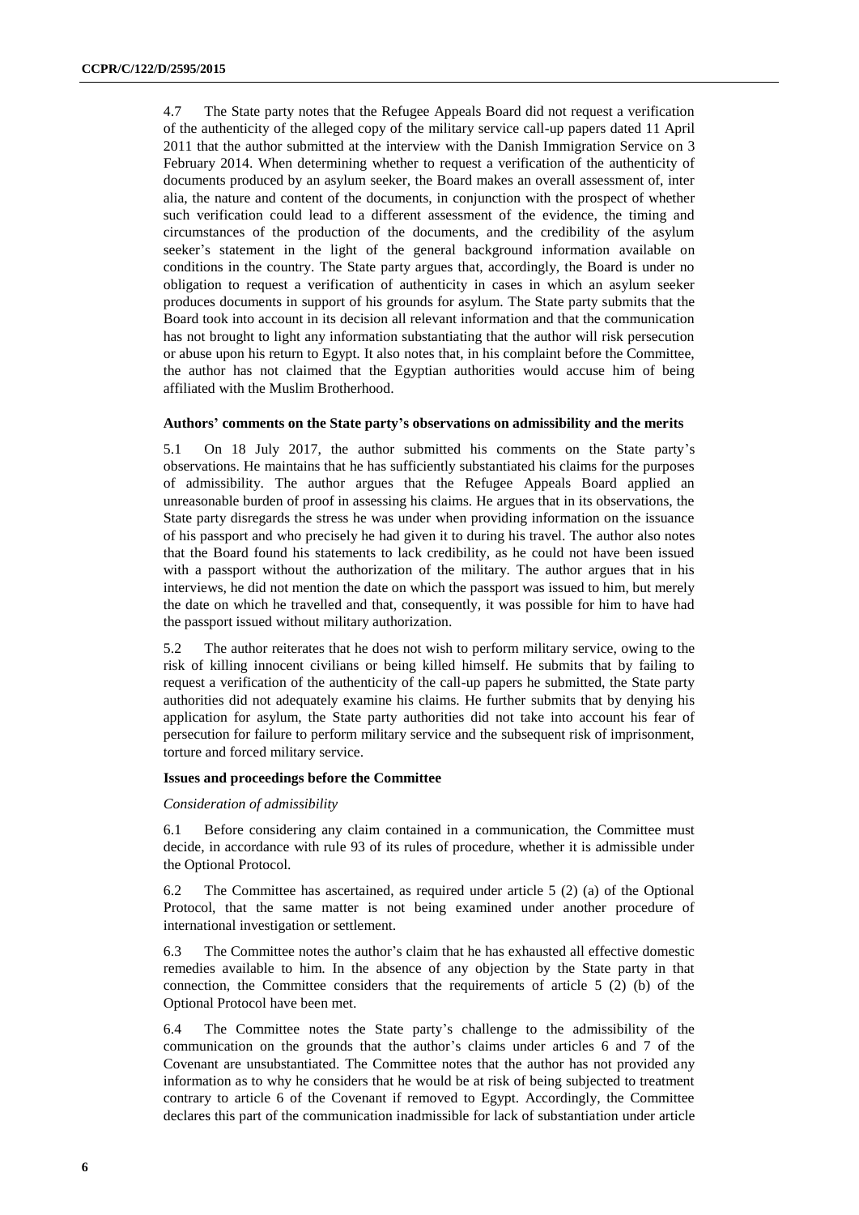4.7 The State party notes that the Refugee Appeals Board did not request a verification of the authenticity of the alleged copy of the military service call-up papers dated 11 April 2011 that the author submitted at the interview with the Danish Immigration Service on 3 February 2014. When determining whether to request a verification of the authenticity of documents produced by an asylum seeker, the Board makes an overall assessment of, inter alia, the nature and content of the documents, in conjunction with the prospect of whether such verification could lead to a different assessment of the evidence, the timing and circumstances of the production of the documents, and the credibility of the asylum seeker's statement in the light of the general background information available on conditions in the country. The State party argues that, accordingly, the Board is under no obligation to request a verification of authenticity in cases in which an asylum seeker produces documents in support of his grounds for asylum. The State party submits that the Board took into account in its decision all relevant information and that the communication has not brought to light any information substantiating that the author will risk persecution or abuse upon his return to Egypt. It also notes that, in his complaint before the Committee, the author has not claimed that the Egyptian authorities would accuse him of being affiliated with the Muslim Brotherhood.

### Authors' comments on the State party's observations on admissibility and the merits

5.1 On 18 July 2017, the author submitted his comments on the State party's observations. He maintains that he has sufficiently substantiated his claims for the purposes of admissibility. The author argues that the Refugee Appeals Board applied an unreasonable burden of proof in assessing his claims. He argues that in its observations, the State party disregards the stress he was under when providing information on the issuance of his passport and who precisely he had given it to during his travel. The author also notes that the Board found his statements to lack credibility, as he could not have been issued with a passport without the authorization of the military. The author argues that in his interviews, he did not mention the date on which the passport was issued to him, but merely the date on which he travelled and that, consequently, it was possible for him to have had the passport issued without military authorization.

5.2 The author reiterates that he does not wish to perform military service, owing to the risk of killing innocent civilians or being killed himself. He submits that by failing to request a verification of the authenticity of the call-up papers he submitted, the State party authorities did not adequately examine his claims. He further submits that by denying his application for asylum, the State party authorities did not take into account his fear of persecution for failure to perform military service and the subsequent risk of imprisonment, torture and forced military service.

### Issues and proceedings before the Committee

*Consideration of admissibility*

6.1 Before considering any claim contained in a communication, the Committee must decide, in accordance with rule 93 of its rules of procedure, whether it is admissible under the Optional Protocol.

6.2 The Committee has ascertained, as required under article 5 (2) (a) of the Optional Protocol, that the same matter is not being examined under another procedure of international investigation or settlement.

6.3 The Committee notes the author's claim that he has exhausted all effective domestic remedies available to him. In the absence of any objection by the State party in that connection, the Committee considers that the requirements of article 5 (2) (b) of the Optional Protocol have been met.

6.4 The Committee notes the State party's challenge to the admissibility of the communication on the grounds that the author's claims under articles 6 and 7 of the Covenant are unsubstantiated. The Committee notes that the author has not provided any information as to why he considers that he would be at risk of being subjected to treatment contrary to article 6 of the Covenant if removed to Egypt. Accordingly, the Committee declares this part of the communication inadmissible for lack of substantiation under article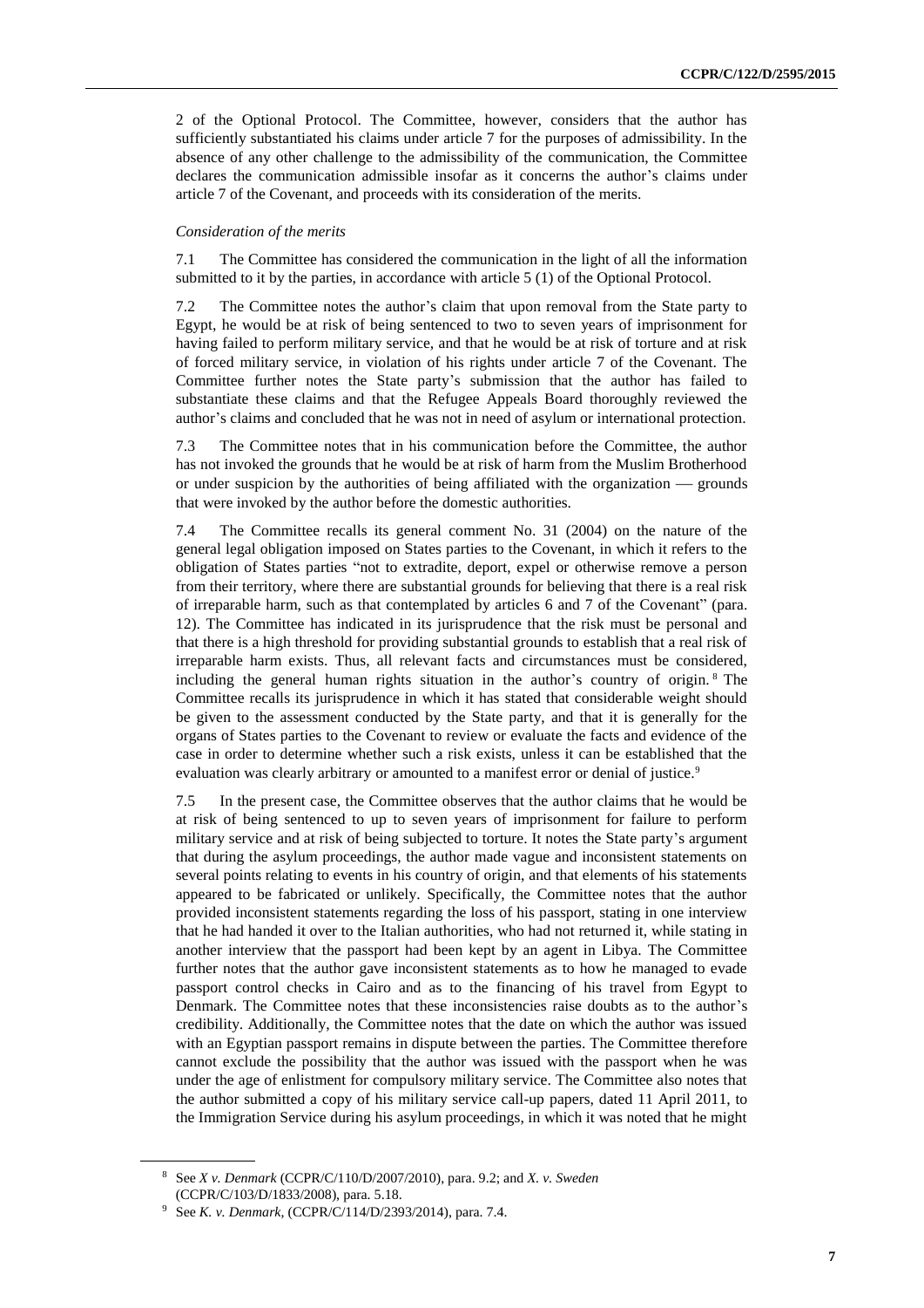2 of the Optional Protocol. The Committee, however, considers that the author has sufficiently substantiated his claims under article 7 for the purposes of admissibility. In the absence of any other challenge to the admissibility of the communication, the Committee declares the communication admissible insofar as it concerns the author's claims under article 7 of the Covenant, and proceeds with its consideration of the merits.

*Consideration of the merits*

7.1 The Committee has considered the communication in the light of all the information submitted to it by the parties, in accordance with article 5 (1) of the Optional Protocol.

7.2 The Committee notes the author's claim that upon removal from the State party to Egypt, he would be at risk of being sentenced to two to seven years of imprisonment for having failed to perform military service, and that he would be at risk of torture and at risk of forced military service, in violation of his rights under article 7 of the Covenant. The Committee further notes the State party's submission that the author has failed to substantiate these claims and that the Refugee Appeals Board thoroughly reviewed the author's claims and concluded that he was not in need of asylum or international protection.

7.3 The Committee notes that in his communication before the Committee, the author has not invoked the grounds that he would be at risk of harm from the Muslim Brotherhood or under suspicion by the authorities of being affiliated with the organization — grounds that were invoked by the author before the domestic authorities.

7.4 The Committee recalls its general comment No. 31 (2004) on the nature of the general legal obligation imposed on States parties to the Covenant, in which it refers to the obligation of States parties "not to extradite, deport, expel or otherwise remove a person from their territory, where there are substantial grounds for believing that there is a real risk of irreparable harm, such as that contemplated by articles 6 and 7 of the Covenant" (para. 12). The Committee has indicated in its jurisprudence that the risk must be personal and that there is a high threshold for providing substantial grounds to establish that a real risk of irreparable harm exists. Thus, all relevant facts and circumstances must be considered, including the general human rights situation in the author's country of origin.[8] The Committee recalls its jurisprudence in which it has stated that considerable weight should be given to the assessment conducted by the State party, and that it is generally for the organs of States parties to the Covenant to review or evaluate the facts and evidence of the case in order to determine whether such a risk exists, unless it can be established that the evaluation was clearly arbitrary or amounted to a manifest error or denial of justice.[9]

7.5 In the present case, the Committee observes that the author claims that he would be at risk of being sentenced to up to seven years of imprisonment for failure to perform military service and at risk of being subjected to torture. It notes the State party's argument that during the asylum proceedings, the author made vague and inconsistent statements on several points relating to events in his country of origin, and that elements of his statements appeared to be fabricated or unlikely. Specifically, the Committee notes that the author provided inconsistent statements regarding the loss of his passport, stating in one interview that he had handed it over to the Italian authorities, who had not returned it, while stating in another interview that the passport had been kept by an agent in Libya. The Committee further notes that the author gave inconsistent statements as to how he managed to evade passport control checks in Cairo and as to the financing of his travel from Egypt to Denmark. The Committee notes that these inconsistencies raise doubts as to the author's credibility. Additionally, the Committee notes that the date on which the author was issued with an Egyptian passport remains in dispute between the parties. The Committee therefore cannot exclude the possibility that the author was issued with the passport when he was under the age of enlistment for compulsory military service. The Committee also notes that the author submitted a copy of his military service call-up papers, dated 11 April 2011, to the Immigration Service during his asylum proceedings, in which it was noted that he might

---

[8] See *X v. Denmark* (CCPR/C/110/D/2007/2010), para. 9.2; and *X. v. Sweden* (CCPR/C/103/D/1833/2008), para. 5.18.

[9] See *K. v. Denmark*, (CCPR/C/114/D/2393/2014), para. 7.4.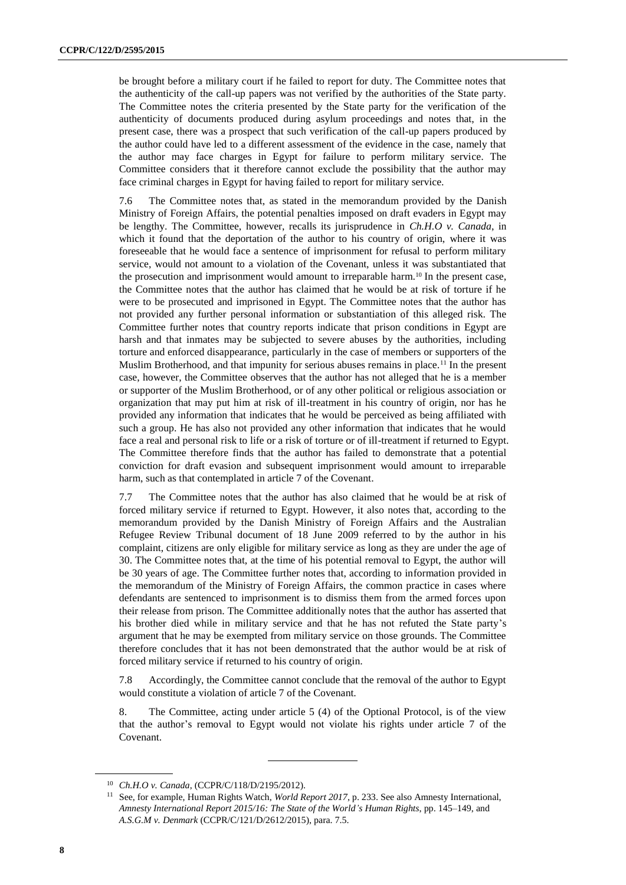be brought before a military court if he failed to report for duty. The Committee notes that the authenticity of the call-up papers was not verified by the authorities of the State party. The Committee notes the criteria presented by the State party for the verification of the authenticity of documents produced during asylum proceedings and notes that, in the present case, there was a prospect that such verification of the call-up papers produced by the author could have led to a different assessment of the evidence in the case, namely that the author may face charges in Egypt for failure to perform military service. The Committee considers that it therefore cannot exclude the possibility that the author may face criminal charges in Egypt for having failed to report for military service.

7.6 The Committee notes that, as stated in the memorandum provided by the Danish Ministry of Foreign Affairs, the potential penalties imposed on draft evaders in Egypt may be lengthy. The Committee, however, recalls its jurisprudence in *Ch.H.O v. Canada*, in which it found that the deportation of the author to his country of origin, where it was foreseeable that he would face a sentence of imprisonment for refusal to perform military service, would not amount to a violation of the Covenant, unless it was substantiated that the prosecution and imprisonment would amount to irreparable harm.[10] In the present case, the Committee notes that the author has claimed that he would be at risk of torture if he were to be prosecuted and imprisoned in Egypt. The Committee notes that the author has not provided any further personal information or substantiation of this alleged risk. The Committee further notes that country reports indicate that prison conditions in Egypt are harsh and that inmates may be subjected to severe abuses by the authorities, including torture and enforced disappearance, particularly in the case of members or supporters of the Muslim Brotherhood, and that impunity for serious abuses remains in place.[11] In the present case, however, the Committee observes that the author has not alleged that he is a member or supporter of the Muslim Brotherhood, or of any other political or religious association or organization that may put him at risk of ill-treatment in his country of origin, nor has he provided any information that indicates that he would be perceived as being affiliated with such a group. He has also not provided any other information that indicates that he would face a real and personal risk to life or a risk of torture or of ill-treatment if returned to Egypt. The Committee therefore finds that the author has failed to demonstrate that a potential conviction for draft evasion and subsequent imprisonment would amount to irreparable harm, such as that contemplated in article 7 of the Covenant.

7.7 The Committee notes that the author has also claimed that he would be at risk of forced military service if returned to Egypt. However, it also notes that, according to the memorandum provided by the Danish Ministry of Foreign Affairs and the Australian Refugee Review Tribunal document of 18 June 2009 referred to by the author in his complaint, citizens are only eligible for military service as long as they are under the age of 30. The Committee notes that, at the time of his potential removal to Egypt, the author will be 30 years of age. The Committee further notes that, according to information provided in the memorandum of the Ministry of Foreign Affairs, the common practice in cases where defendants are sentenced to imprisonment is to dismiss them from the armed forces upon their release from prison. The Committee additionally notes that the author has asserted that his brother died while in military service and that he has not refuted the State party's argument that he may be exempted from military service on those grounds. The Committee therefore concludes that it has not been demonstrated that the author would be at risk of forced military service if returned to his country of origin.

7.8 Accordingly, the Committee cannot conclude that the removal of the author to Egypt would constitute a violation of article 7 of the Covenant.

8. The Committee, acting under article 5 (4) of the Optional Protocol, is of the view that the author's removal to Egypt would not violate his rights under article 7 of the Covenant.

---

[10] *Ch.H.O v. Canada*, (CCPR/C/118/D/2195/2012).

[11] See, for example, Human Rights Watch, *World Report 2017*, p. 233. See also Amnesty International, *Amnesty International Report 2015/16: The State of the World's Human Rights*, pp. 145–149, and *A.S.G.M v. Denmark* (CCPR/C/121/D/2612/2015), para. 7.5.